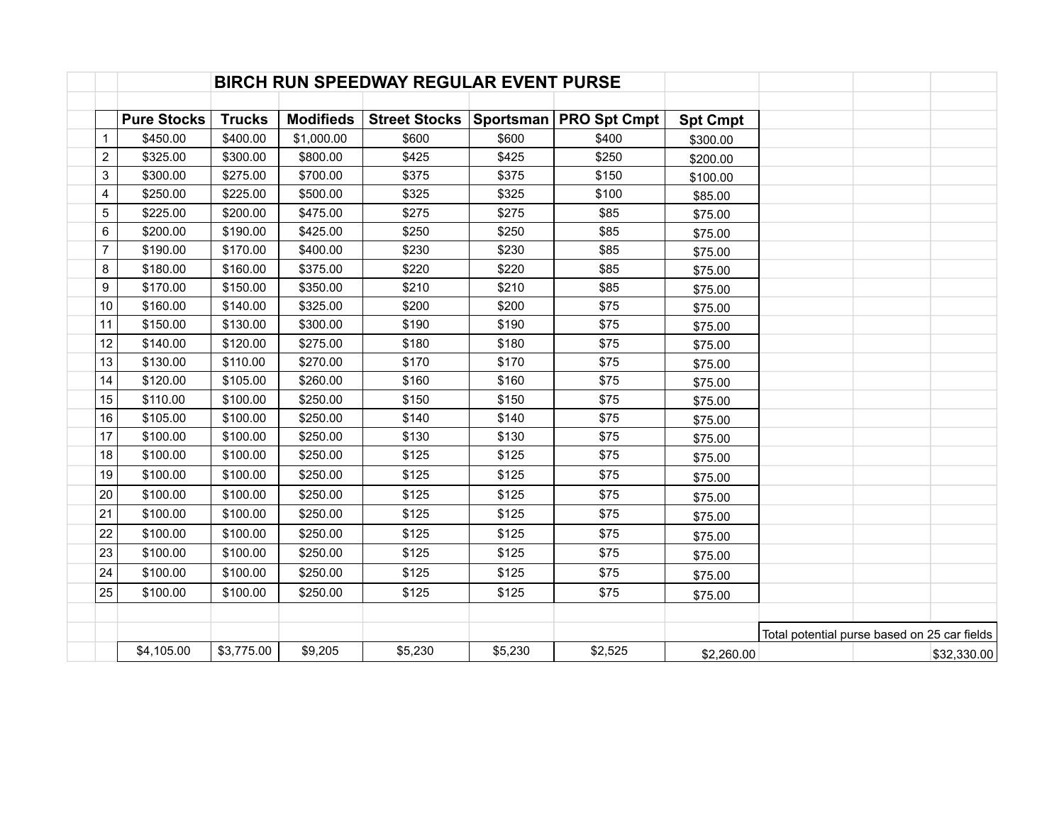# BIRCH RUN SPEEDWAY REGULAR EVENT PURSE

| | Pure Stocks | Trucks | Modifieds | Street Stocks | Sportsman | PRO Spt Cmpt | Spt Cmpt |
|---|---|---|---|---|---|---|---|
| 1 | $450.00 | $400.00 | $1,000.00 | $600 | $600 | $400 | $300.00 |
| 2 | $325.00 | $300.00 | $800.00 | $425 | $425 | $250 | $200.00 |
| 3 | $300.00 | $275.00 | $700.00 | $375 | $375 | $150 | $100.00 |
| 4 | $250.00 | $225.00 | $500.00 | $325 | $325 | $100 | $85.00 |
| 5 | $225.00 | $200.00 | $475.00 | $275 | $275 | $85 | $75.00 |
| 6 | $200.00 | $190.00 | $425.00 | $250 | $250 | $85 | $75.00 |
| 7 | $190.00 | $170.00 | $400.00 | $230 | $230 | $85 | $75.00 |
| 8 | $180.00 | $160.00 | $375.00 | $220 | $220 | $85 | $75.00 |
| 9 | $170.00 | $150.00 | $350.00 | $210 | $210 | $85 | $75.00 |
| 10 | $160.00 | $140.00 | $325.00 | $200 | $200 | $75 | $75.00 |
| 11 | $150.00 | $130.00 | $300.00 | $190 | $190 | $75 | $75.00 |
| 12 | $140.00 | $120.00 | $275.00 | $180 | $180 | $75 | $75.00 |
| 13 | $130.00 | $110.00 | $270.00 | $170 | $170 | $75 | $75.00 |
| 14 | $120.00 | $105.00 | $260.00 | $160 | $160 | $75 | $75.00 |
| 15 | $110.00 | $100.00 | $250.00 | $150 | $150 | $75 | $75.00 |
| 16 | $105.00 | $100.00 | $250.00 | $140 | $140 | $75 | $75.00 |
| 17 | $100.00 | $100.00 | $250.00 | $130 | $130 | $75 | $75.00 |
| 18 | $100.00 | $100.00 | $250.00 | $125 | $125 | $75 | $75.00 |
| 19 | $100.00 | $100.00 | $250.00 | $125 | $125 | $75 | $75.00 |
| 20 | $100.00 | $100.00 | $250.00 | $125 | $125 | $75 | $75.00 |
| 21 | $100.00 | $100.00 | $250.00 | $125 | $125 | $75 | $75.00 |
| 22 | $100.00 | $100.00 | $250.00 | $125 | $125 | $75 | $75.00 |
| 23 | $100.00 | $100.00 | $250.00 | $125 | $125 | $75 | $75.00 |
| 24 | $100.00 | $100.00 | $250.00 | $125 | $125 | $75 | $75.00 |
| 25 | $100.00 | $100.00 | $250.00 | $125 | $125 | $75 | $75.00 |
| | $4,105.00 | $3,775.00 | $9,205 | $5,230 | $5,230 | $2,525 | $2,260.00 |

Total potential purse based on 25 car fields: $32,330.00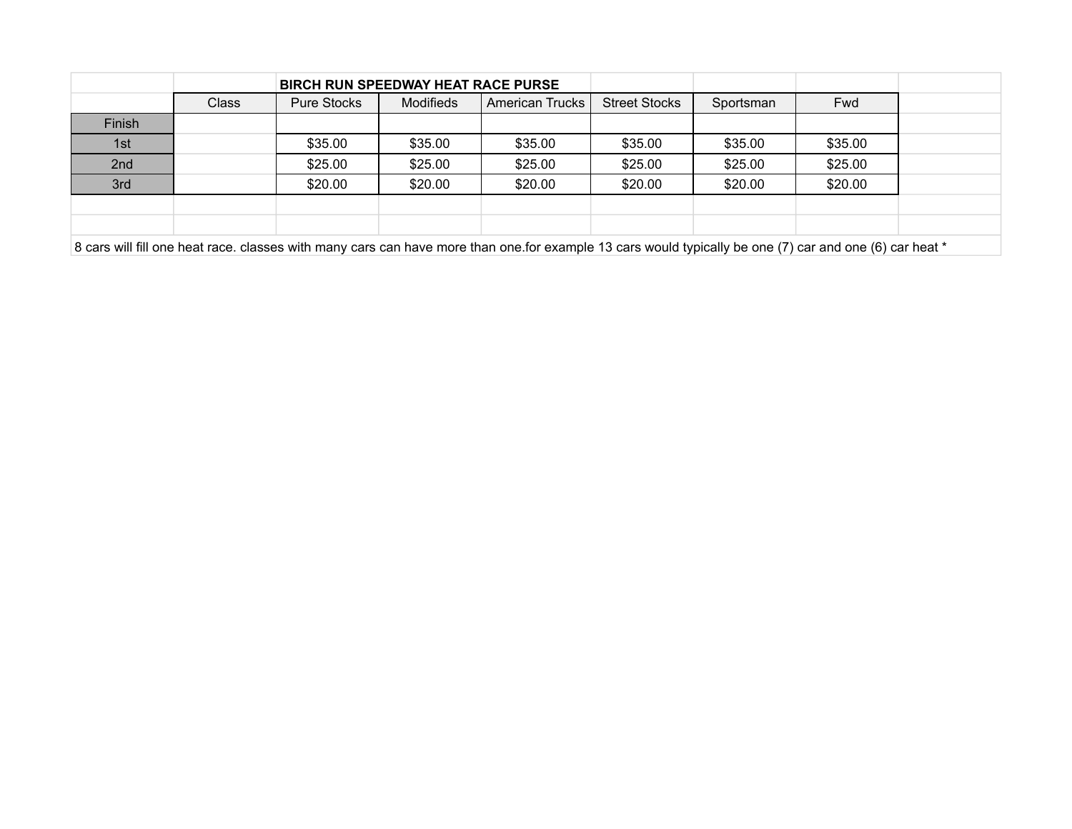**BIRCH RUN SPEEDWAY HEAT RACE PURSE**

| | Class | Pure Stocks | Modifieds | American Trucks | Street Stocks | Sportsman | Fwd |
|---|---|---|---|---|---|---|---|
| Finish | | | | | | | |
| 1st | | $35.00 | $35.00 | $35.00 | $35.00 | $35.00 | $35.00 |
| 2nd | | $25.00 | $25.00 | $25.00 | $25.00 | $25.00 | $25.00 |
| 3rd | | $20.00 | $20.00 | $20.00 | $20.00 | $20.00 | $20.00 |

8 cars will fill one heat race. classes with many cars can have more than one.for example 13 cars would typically be one (7) car and one (6) car heat *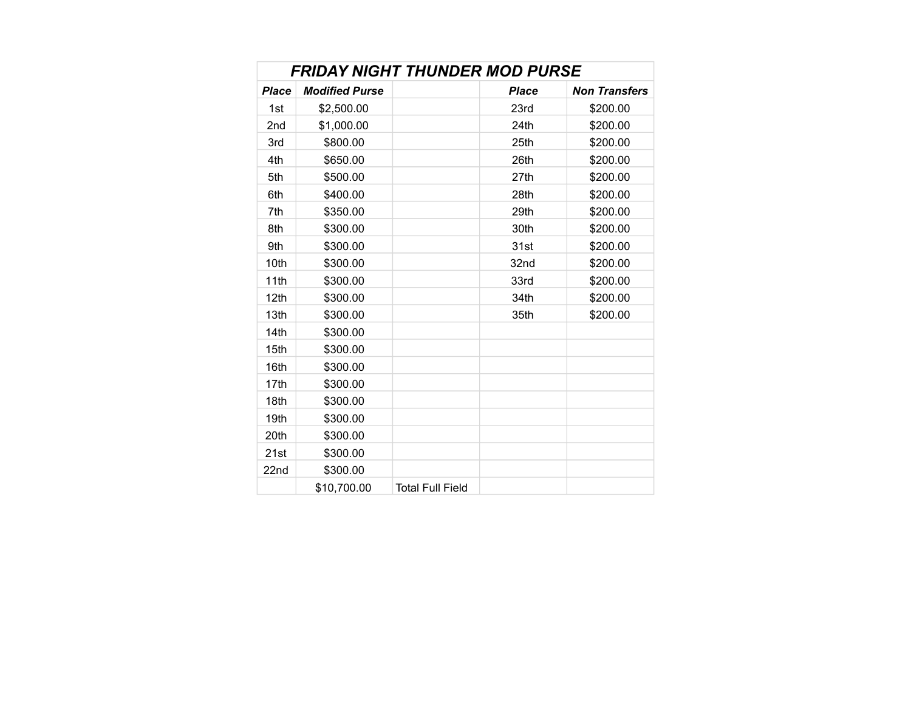# *FRIDAY NIGHT THUNDER MOD PURSE*

| ***Place*** | ***Modified Purse*** | | ***Place*** | ***Non Transfers*** |
|---|---|---|---|---|
| 1st | $2,500.00 | | 23rd | $200.00 |
| 2nd | $1,000.00 | | 24th | $200.00 |
| 3rd | $800.00 | | 25th | $200.00 |
| 4th | $650.00 | | 26th | $200.00 |
| 5th | $500.00 | | 27th | $200.00 |
| 6th | $400.00 | | 28th | $200.00 |
| 7th | $350.00 | | 29th | $200.00 |
| 8th | $300.00 | | 30th | $200.00 |
| 9th | $300.00 | | 31st | $200.00 |
| 10th | $300.00 | | 32nd | $200.00 |
| 11th | $300.00 | | 33rd | $200.00 |
| 12th | $300.00 | | 34th | $200.00 |
| 13th | $300.00 | | 35th | $200.00 |
| 14th | $300.00 | | | |
| 15th | $300.00 | | | |
| 16th | $300.00 | | | |
| 17th | $300.00 | | | |
| 18th | $300.00 | | | |
| 19th | $300.00 | | | |
| 20th | $300.00 | | | |
| 21st | $300.00 | | | |
| 22nd | $300.00 | | | |
| | $10,700.00 | Total Full Field | | |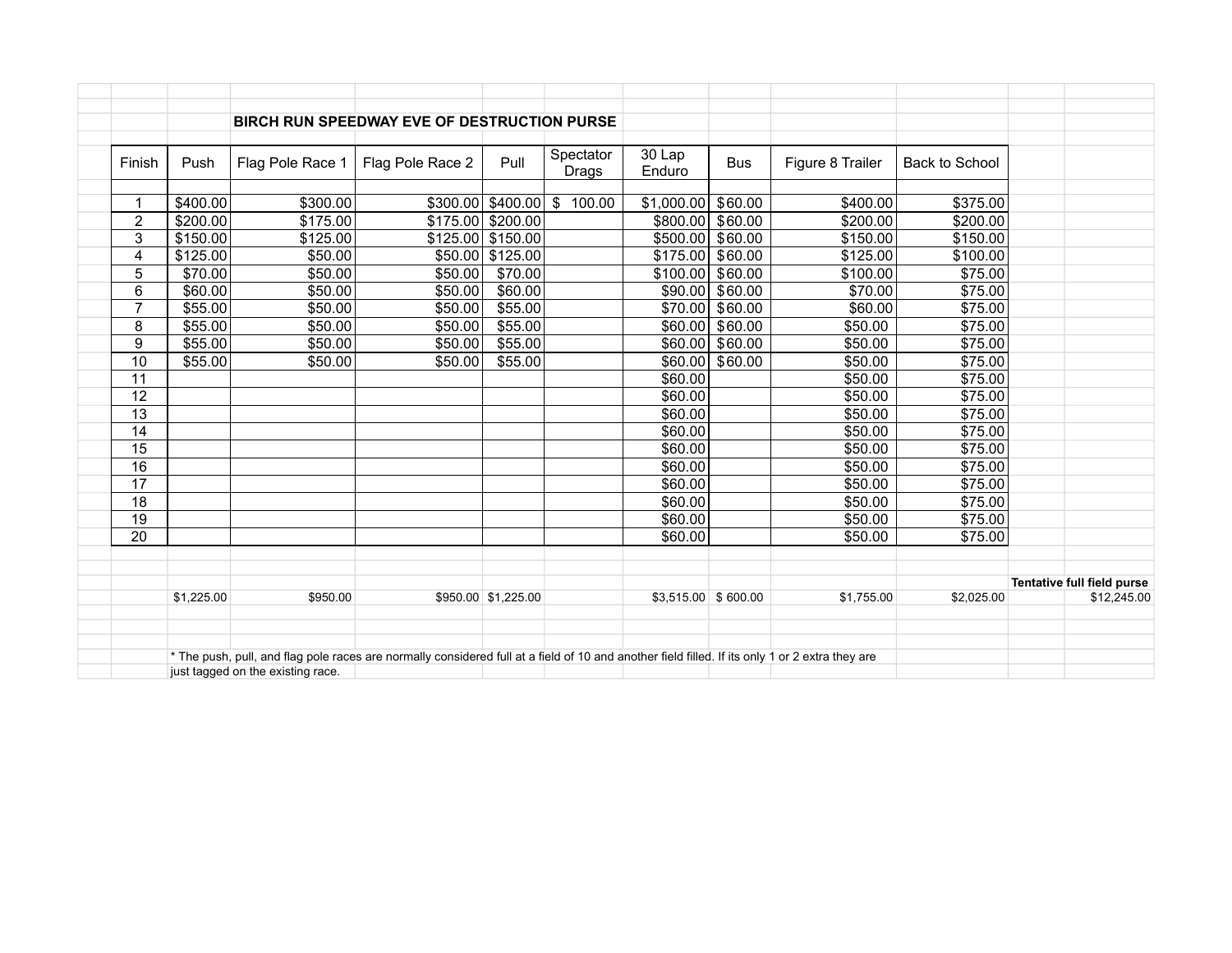**BIRCH RUN SPEEDWAY EVE OF DESTRUCTION PURSE**

| Finish | Push | Flag Pole Race 1 | Flag Pole Race 2 | Pull | Spectator Drags | 30 Lap Enduro | Bus | Figure 8 Trailer | Back to School |
|---|---|---|---|---|---|---|---|---|---|
| 1 | $400.00 | $300.00 | $300.00 | $400.00 | $ 100.00 | $1,000.00 | $60.00 | $400.00 | $375.00 |
| 2 | $200.00 | $175.00 | $175.00 | $200.00 | | $800.00 | $60.00 | $200.00 | $200.00 |
| 3 | $150.00 | $125.00 | $125.00 | $150.00 | | $500.00 | $60.00 | $150.00 | $150.00 |
| 4 | $125.00 | $50.00 | $50.00 | $125.00 | | $175.00 | $60.00 | $125.00 | $100.00 |
| 5 | $70.00 | $50.00 | $50.00 | $70.00 | | $100.00 | $60.00 | $100.00 | $75.00 |
| 6 | $60.00 | $50.00 | $50.00 | $60.00 | | $90.00 | $60.00 | $70.00 | $75.00 |
| 7 | $55.00 | $50.00 | $50.00 | $55.00 | | $70.00 | $60.00 | $60.00 | $75.00 |
| 8 | $55.00 | $50.00 | $50.00 | $55.00 | | $60.00 | $60.00 | $50.00 | $75.00 |
| 9 | $55.00 | $50.00 | $50.00 | $55.00 | | $60.00 | $60.00 | $50.00 | $75.00 |
| 10 | $55.00 | $50.00 | $50.00 | $55.00 | | $60.00 | $60.00 | $50.00 | $75.00 |
| 11 | | | | | | $60.00 | | $50.00 | $75.00 |
| 12 | | | | | | $60.00 | | $50.00 | $75.00 |
| 13 | | | | | | $60.00 | | $50.00 | $75.00 |
| 14 | | | | | | $60.00 | | $50.00 | $75.00 |
| 15 | | | | | | $60.00 | | $50.00 | $75.00 |
| 16 | | | | | | $60.00 | | $50.00 | $75.00 |
| 17 | | | | | | $60.00 | | $50.00 | $75.00 |
| 18 | | | | | | $60.00 | | $50.00 | $75.00 |
| 19 | | | | | | $60.00 | | $50.00 | $75.00 |
| 20 | | | | | | $60.00 | | $50.00 | $75.00 |

| | Push | Flag Pole Race 1 | Flag Pole Race 2 | Pull | Spectator Drags | 30 Lap Enduro | Bus | Figure 8 Trailer | Back to School | **Tentative full field purse** |
|---|---|---|---|---|---|---|---|---|---|---|
| | $1,225.00 | $950.00 | $950.00 | $1,225.00 | | $3,515.00 | $ 600.00 | $1,755.00 | $2,025.00 | $12,245.00 |

\* The push, pull, and flag pole races are normally considered full at a field of 10 and another field filled. If its only 1 or 2 extra they are just tagged on the existing race.